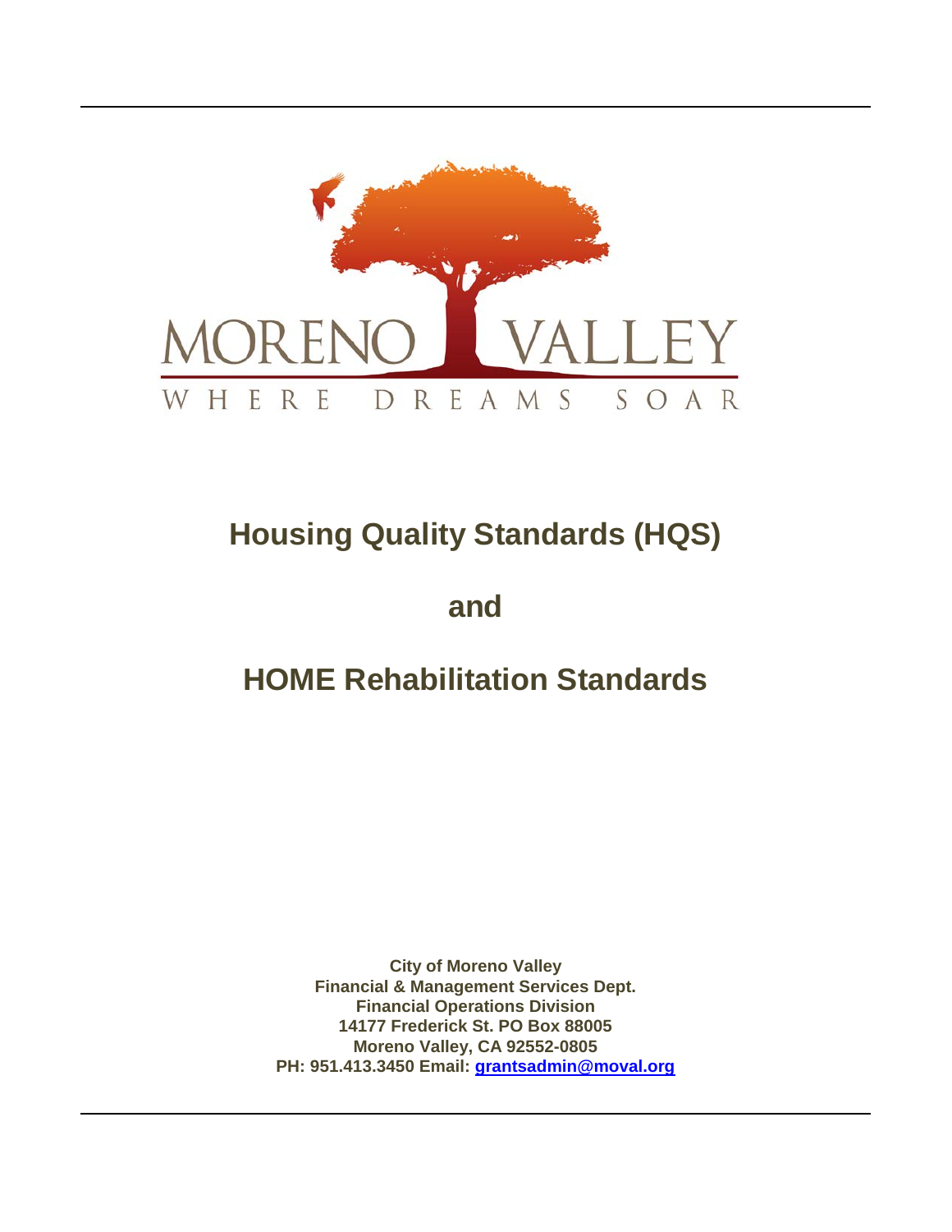MORENO VALLEY

WHERE DREAMS SOAR

# Housing Quality Standards (HQS)

# and

# HOME Rehabilitation Standards

**City of Moreno Valley**
**Financial & Management Services Dept.**
**Financial Operations Division**
**14177 Frederick St. PO Box 88005**
**Moreno Valley, CA 92552-0805**
**PH: 951.413.3450 Email: grantsadmin@moval.org**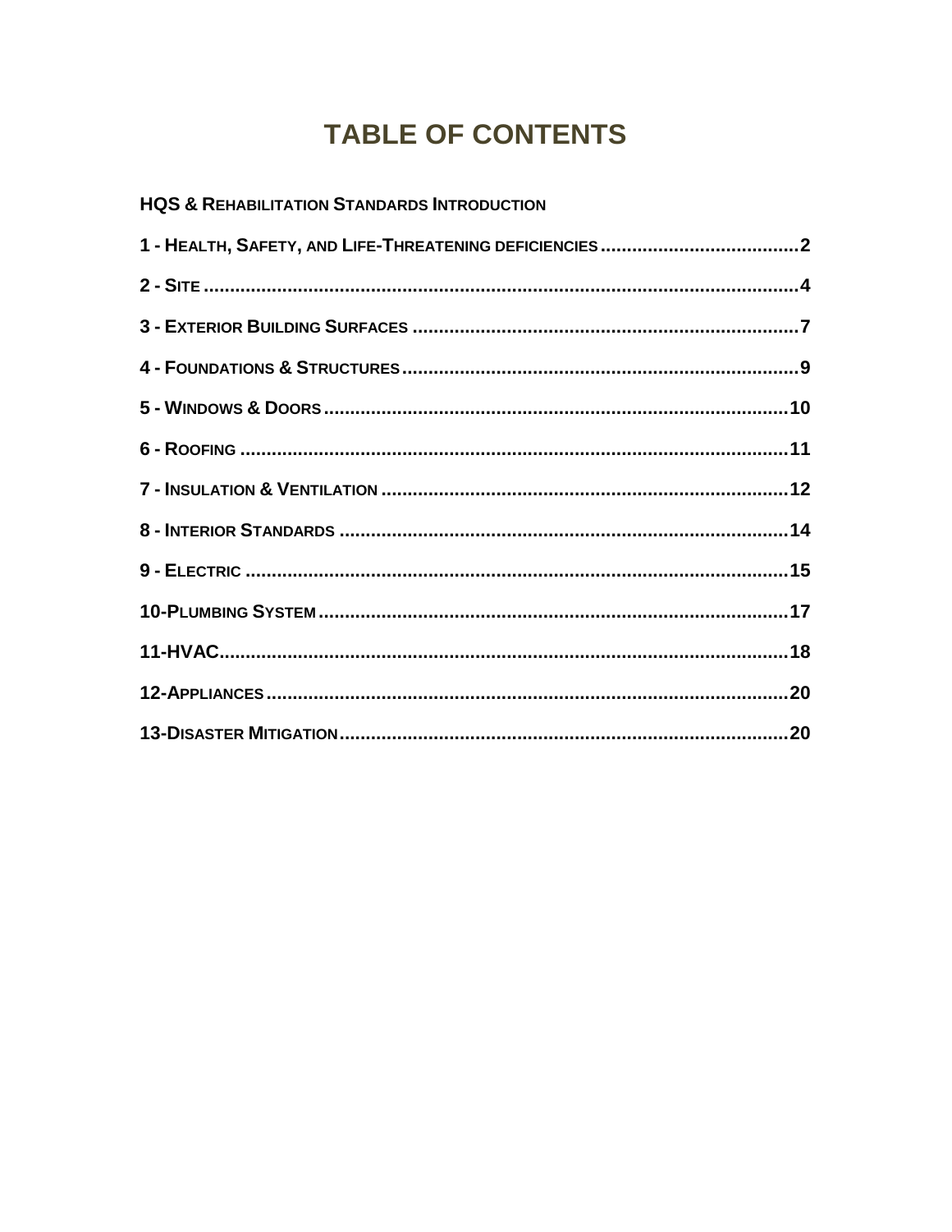# TABLE OF CONTENTS

**HQS & REHABILITATION STANDARDS INTRODUCTION**

**1 - HEALTH, SAFETY, AND LIFE-THREATENING DEFICIENCIES .................................... 2**

**2 - SITE ......................................................................................................... 4**

**3 - EXTERIOR BUILDING SURFACES ..................................................................... 7**

**4 - FOUNDATIONS & STRUCTURES ....................................................................... 9**

**5 - WINDOWS & DOORS ..................................................................................... 10**

**6 - ROOFING ................................................................................................... 11**

**7 - INSULATION & VENTILATION ......................................................................... 12**

**8 - INTERIOR STANDARDS ................................................................................. 14**

**9 - ELECTRIC ................................................................................................... 15**

**10-PLUMBING SYSTEM ....................................................................................... 17**

**11-HVAC ........................................................................................................ 18**

**12-APPLIANCES ............................................................................................... 20**

**13-DISASTER MITIGATION .................................................................................. 20**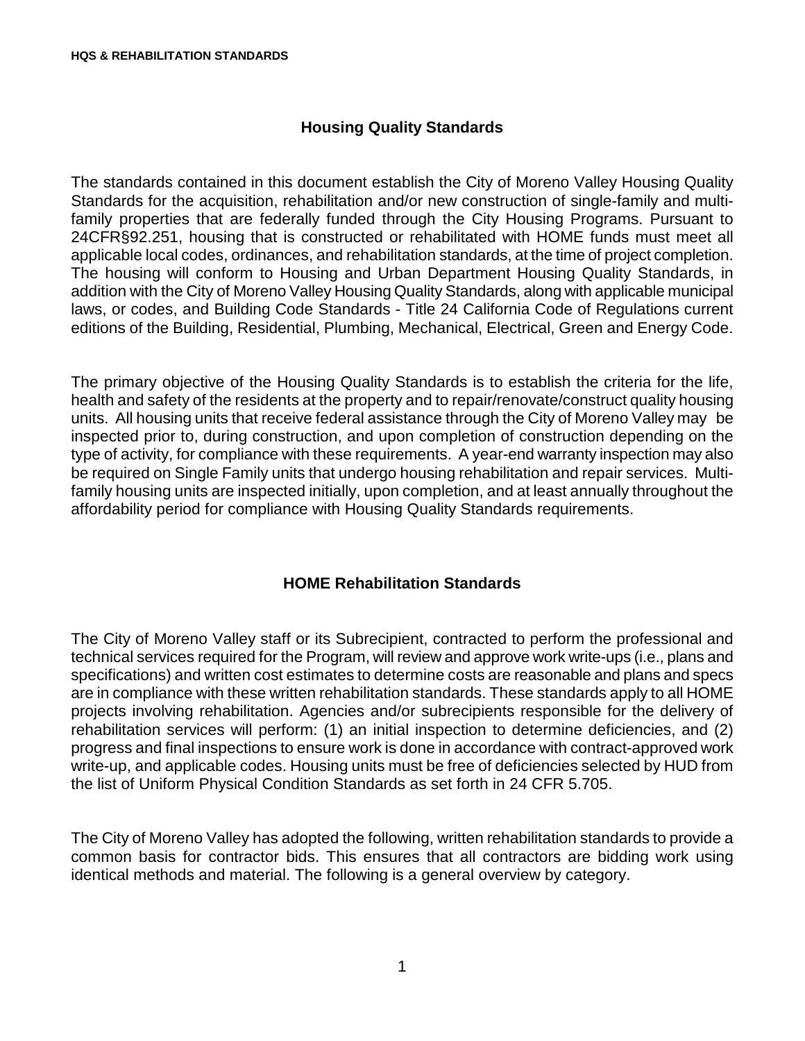## Housing Quality Standards

The standards contained in this document establish the City of Moreno Valley Housing Quality Standards for the acquisition, rehabilitation and/or new construction of single-family and multi-family properties that are federally funded through the City Housing Programs. Pursuant to 24CFR§92.251, housing that is constructed or rehabilitated with HOME funds must meet all applicable local codes, ordinances, and rehabilitation standards, at the time of project completion. The housing will conform to Housing and Urban Department Housing Quality Standards, in addition with the City of Moreno Valley Housing Quality Standards, along with applicable municipal laws, or codes, and Building Code Standards - Title 24 California Code of Regulations current editions of the Building, Residential, Plumbing, Mechanical, Electrical, Green and Energy Code.

The primary objective of the Housing Quality Standards is to establish the criteria for the life, health and safety of the residents at the property and to repair/renovate/construct quality housing units. All housing units that receive federal assistance through the City of Moreno Valley may be inspected prior to, during construction, and upon completion of construction depending on the type of activity, for compliance with these requirements. A year-end warranty inspection may also be required on Single Family units that undergo housing rehabilitation and repair services. Multi-family housing units are inspected initially, upon completion, and at least annually throughout the affordability period for compliance with Housing Quality Standards requirements.

## HOME Rehabilitation Standards

The City of Moreno Valley staff or its Subrecipient, contracted to perform the professional and technical services required for the Program, will review and approve work write-ups (i.e., plans and specifications) and written cost estimates to determine costs are reasonable and plans and specs are in compliance with these written rehabilitation standards. These standards apply to all HOME projects involving rehabilitation. Agencies and/or subrecipients responsible for the delivery of rehabilitation services will perform: (1) an initial inspection to determine deficiencies, and (2) progress and final inspections to ensure work is done in accordance with contract-approved work write-up, and applicable codes. Housing units must be free of deficiencies selected by HUD from the list of Uniform Physical Condition Standards as set forth in 24 CFR 5.705.

The City of Moreno Valley has adopted the following, written rehabilitation standards to provide a common basis for contractor bids. This ensures that all contractors are bidding work using identical methods and material. The following is a general overview by category.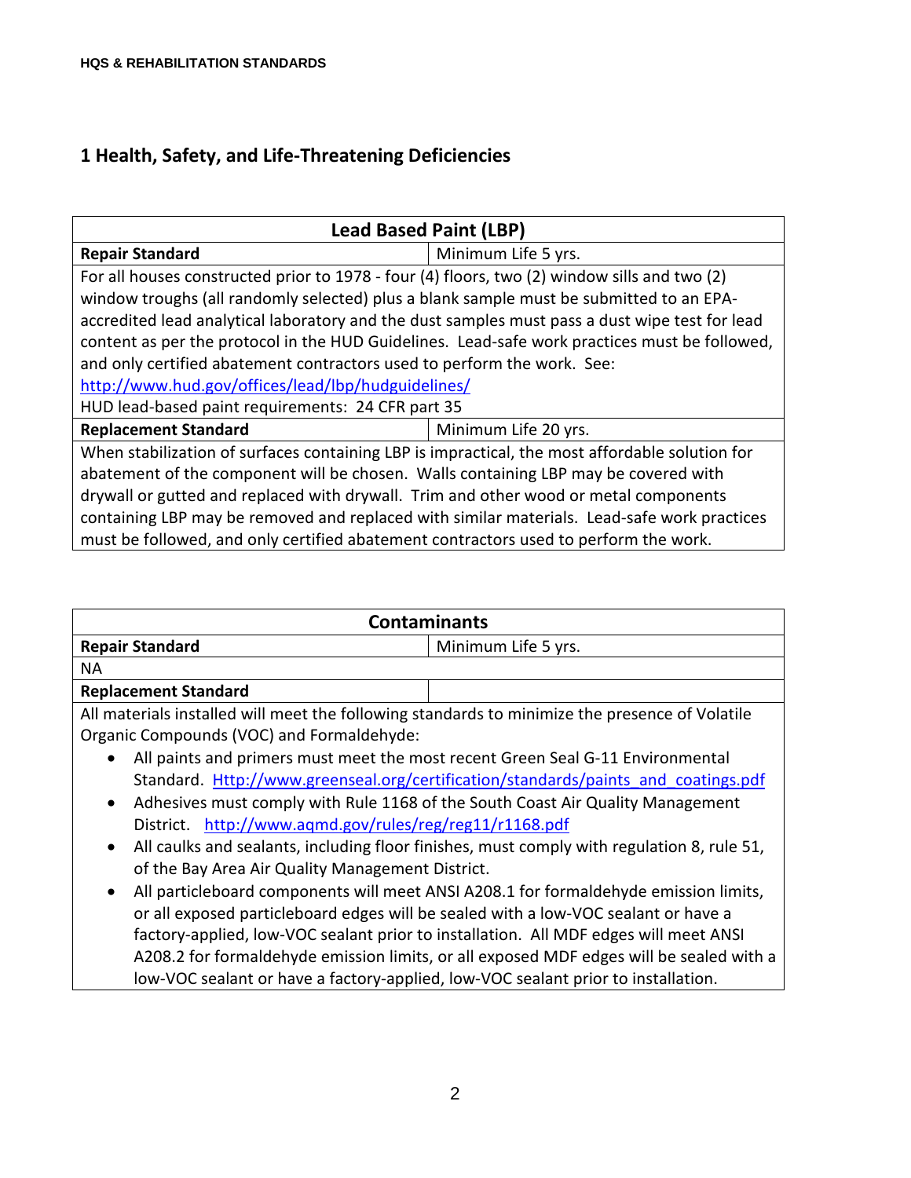## 1 Health, Safety, and Life-Threatening Deficiencies

| Lead Based Paint (LBP) | |
|---|---|
| **Repair Standard** | Minimum Life 5 yrs. |
| For all houses constructed prior to 1978 - four (4) floors, two (2) window sills and two (2) window troughs (all randomly selected) plus a blank sample must be submitted to an EPA-accredited lead analytical laboratory and the dust samples must pass a dust wipe test for lead content as per the protocol in the HUD Guidelines. Lead-safe work practices must be followed, and only certified abatement contractors used to perform the work. See: http://www.hud.gov/offices/lead/lbp/hudguidelines/ HUD lead-based paint requirements: 24 CFR part 35 | |
| **Replacement Standard** | Minimum Life 20 yrs. |
| When stabilization of surfaces containing LBP is impractical, the most affordable solution for abatement of the component will be chosen. Walls containing LBP may be covered with drywall or gutted and replaced with drywall. Trim and other wood or metal components containing LBP may be removed and replaced with similar materials. Lead-safe work practices must be followed, and only certified abatement contractors used to perform the work. | |

| Contaminants | |
|---|---|
| **Repair Standard** | Minimum Life 5 yrs. |
| NA | |
| **Replacement Standard** | |
| All materials installed will meet the following standards to minimize the presence of Volatile Organic Compounds (VOC) and Formaldehyde:<br>• All paints and primers must meet the most recent Green Seal G-11 Environmental Standard. Http://www.greenseal.org/certification/standards/paints_and_coatings.pdf<br>• Adhesives must comply with Rule 1168 of the South Coast Air Quality Management District. http://www.aqmd.gov/rules/reg/reg11/r1168.pdf<br>• All caulks and sealants, including floor finishes, must comply with regulation 8, rule 51, of the Bay Area Air Quality Management District.<br>• All particleboard components will meet ANSI A208.1 for formaldehyde emission limits, or all exposed particleboard edges will be sealed with a low-VOC sealant or have a factory-applied, low-VOC sealant prior to installation. All MDF edges will meet ANSI A208.2 for formaldehyde emission limits, or all exposed MDF edges will be sealed with a low-VOC sealant or have a factory-applied, low-VOC sealant prior to installation. | |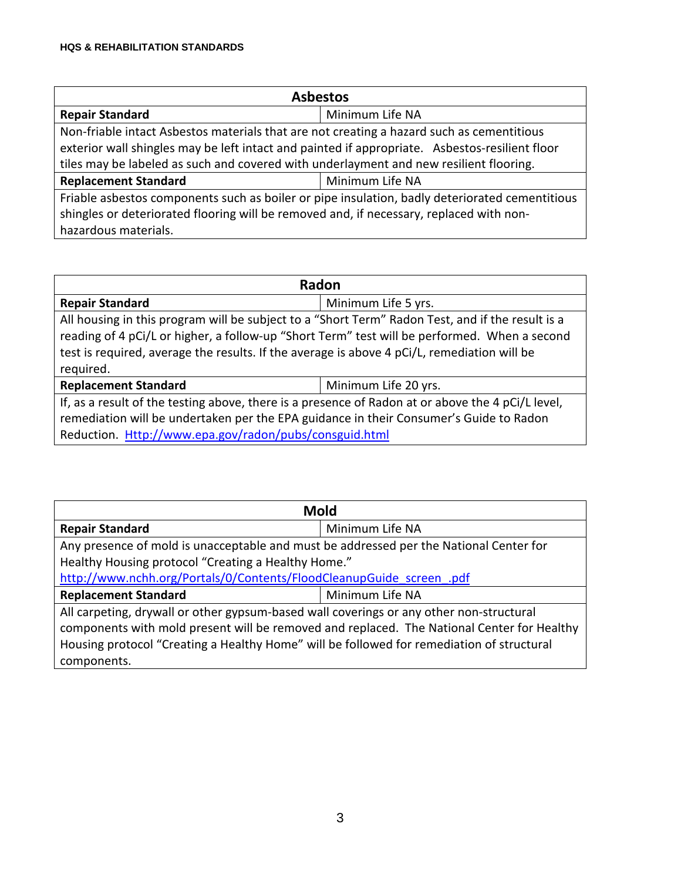| Asbestos | |
|---|---|
| **Repair Standard** | Minimum Life NA |
| Non-friable intact Asbestos materials that are not creating a hazard such as cementitious exterior wall shingles may be left intact and painted if appropriate. Asbestos-resilient floor tiles may be labeled as such and covered with underlayment and new resilient flooring. | |
| **Replacement Standard** | Minimum Life NA |
| Friable asbestos components such as boiler or pipe insulation, badly deteriorated cementitious shingles or deteriorated flooring will be removed and, if necessary, replaced with non-hazardous materials. | |

| Radon | |
|---|---|
| **Repair Standard** | Minimum Life 5 yrs. |
| All housing in this program will be subject to a "Short Term" Radon Test, and if the result is a reading of 4 pCi/L or higher, a follow-up "Short Term" test will be performed. When a second test is required, average the results. If the average is above 4 pCi/L, remediation will be required. | |
| **Replacement Standard** | Minimum Life 20 yrs. |
| If, as a result of the testing above, there is a presence of Radon at or above the 4 pCi/L level, remediation will be undertaken per the EPA guidance in their Consumer's Guide to Radon Reduction. [Http://www.epa.gov/radon/pubs/consguid.html](Http://www.epa.gov/radon/pubs/consguid.html) | |

| Mold | |
|---|---|
| **Repair Standard** | Minimum Life NA |
| Any presence of mold is unacceptable and must be addressed per the National Center for Healthy Housing protocol "Creating a Healthy Home." [http://www.nchh.org/Portals/0/Contents/FloodCleanupGuide_screen_.pdf](http://www.nchh.org/Portals/0/Contents/FloodCleanupGuide_screen_.pdf) | |
| **Replacement Standard** | Minimum Life NA |
| All carpeting, drywall or other gypsum-based wall coverings or any other non-structural components with mold present will be removed and replaced. The National Center for Healthy Housing protocol "Creating a Healthy Home" will be followed for remediation of structural components. | |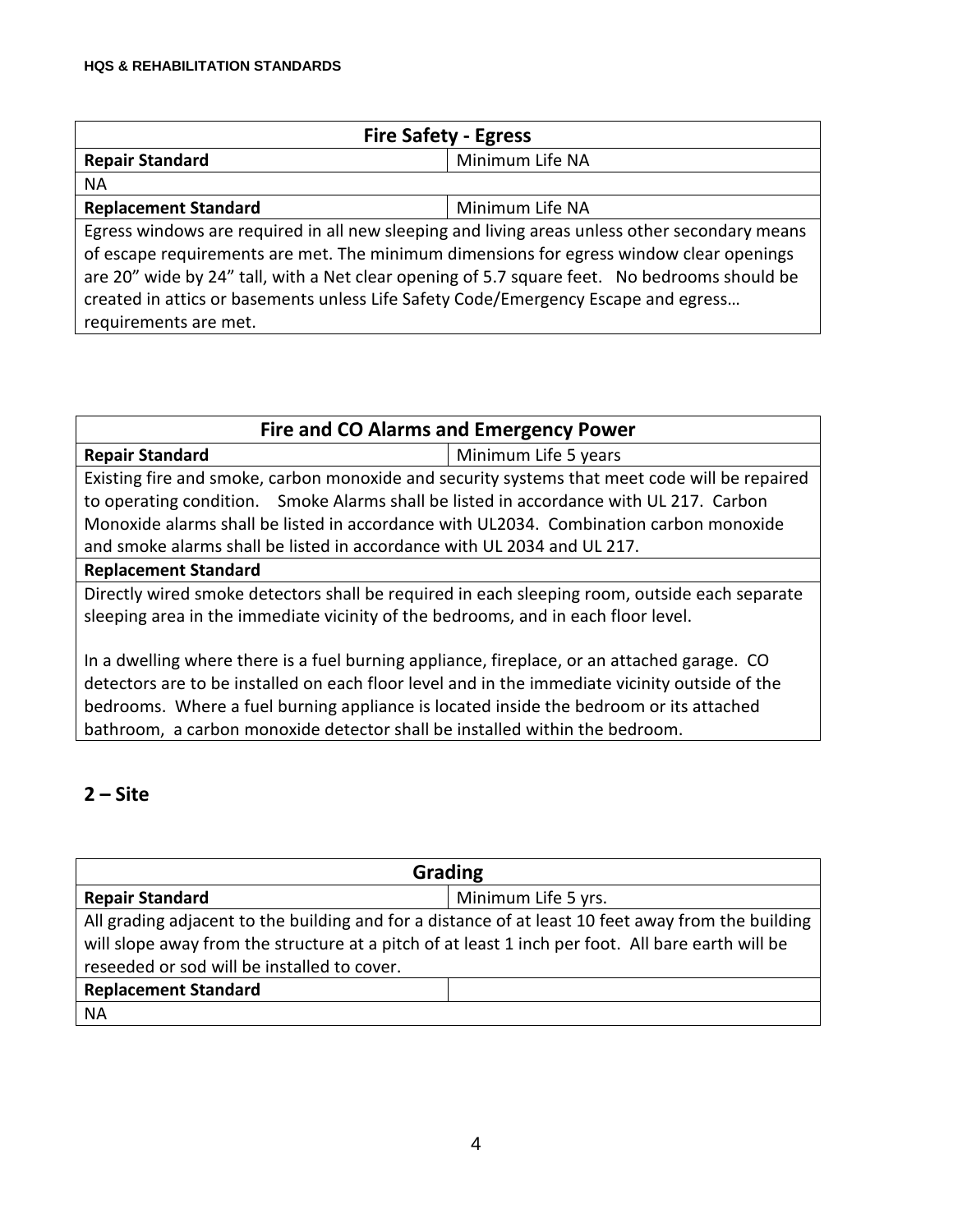| Fire Safety - Egress | |
|---|---|
| **Repair Standard** | Minimum Life NA |
| NA | |
| **Replacement Standard** | Minimum Life NA |
| Egress windows are required in all new sleeping and living areas unless other secondary means of escape requirements are met. The minimum dimensions for egress window clear openings are 20" wide by 24" tall, with a Net clear opening of 5.7 square feet. No bedrooms should be created in attics or basements unless Life Safety Code/Emergency Escape and egress… requirements are met. | |

| Fire and CO Alarms and Emergency Power | |
|---|---|
| **Repair Standard** | Minimum Life 5 years |
| Existing fire and smoke, carbon monoxide and security systems that meet code will be repaired to operating condition. Smoke Alarms shall be listed in accordance with UL 217. Carbon Monoxide alarms shall be listed in accordance with UL2034. Combination carbon monoxide and smoke alarms shall be listed in accordance with UL 2034 and UL 217. | |
| **Replacement Standard** | |
| Directly wired smoke detectors shall be required in each sleeping room, outside each separate sleeping area in the immediate vicinity of the bedrooms, and in each floor level.<br><br>In a dwelling where there is a fuel burning appliance, fireplace, or an attached garage. CO detectors are to be installed on each floor level and in the immediate vicinity outside of the bedrooms. Where a fuel burning appliance is located inside the bedroom or its attached bathroom, a carbon monoxide detector shall be installed within the bedroom. | |

## 2 – Site

| Grading | |
|---|---|
| **Repair Standard** | Minimum Life 5 yrs. |
| All grading adjacent to the building and for a distance of at least 10 feet away from the building will slope away from the structure at a pitch of at least 1 inch per foot. All bare earth will be reseeded or sod will be installed to cover. | |
| **Replacement Standard** | |
| NA | |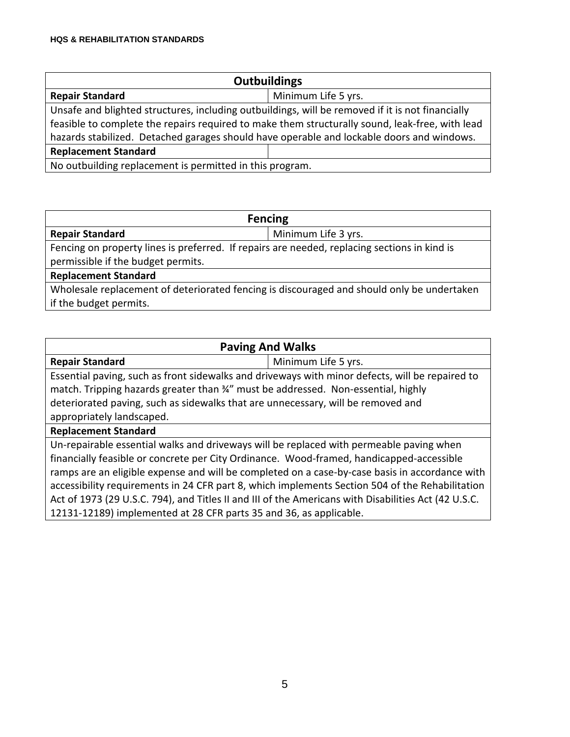| Outbuildings | |
|---|---|
| **Repair Standard** | Minimum Life 5 yrs. |
| Unsafe and blighted structures, including outbuildings, will be removed if it is not financially feasible to complete the repairs required to make them structurally sound, leak-free, with lead hazards stabilized. Detached garages should have operable and lockable doors and windows. | |
| **Replacement Standard** | |
| No outbuilding replacement is permitted in this program. | |

| Fencing | |
|---|---|
| **Repair Standard** | Minimum Life 3 yrs. |
| Fencing on property lines is preferred. If repairs are needed, replacing sections in kind is permissible if the budget permits. | |
| **Replacement Standard** | |
| Wholesale replacement of deteriorated fencing is discouraged and should only be undertaken if the budget permits. | |

| Paving And Walks | |
|---|---|
| **Repair Standard** | Minimum Life 5 yrs. |
| Essential paving, such as front sidewalks and driveways with minor defects, will be repaired to match. Tripping hazards greater than ¾" must be addressed. Non-essential, highly deteriorated paving, such as sidewalks that are unnecessary, will be removed and appropriately landscaped. | |
| **Replacement Standard** | |
| Un-repairable essential walks and driveways will be replaced with permeable paving when financially feasible or concrete per City Ordinance. Wood-framed, handicapped-accessible ramps are an eligible expense and will be completed on a case-by-case basis in accordance with accessibility requirements in 24 CFR part 8, which implements Section 504 of the Rehabilitation Act of 1973 (29 U.S.C. 794), and Titles II and III of the Americans with Disabilities Act (42 U.S.C. 12131-12189) implemented at 28 CFR parts 35 and 36, as applicable. | |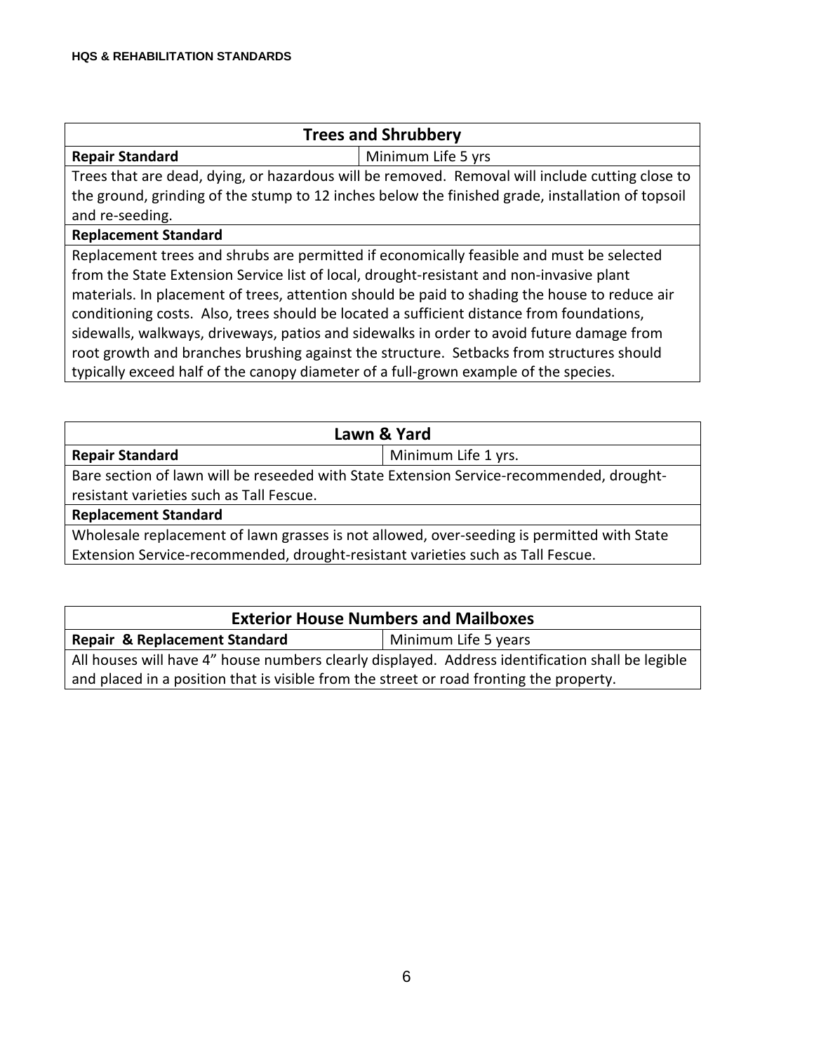| Trees and Shrubbery | |
|---|---|
| **Repair Standard** | Minimum Life 5 yrs |
| Trees that are dead, dying, or hazardous will be removed. Removal will include cutting close to the ground, grinding of the stump to 12 inches below the finished grade, installation of topsoil and re-seeding. | |
| **Replacement Standard** | |
| Replacement trees and shrubs are permitted if economically feasible and must be selected from the State Extension Service list of local, drought-resistant and non-invasive plant materials. In placement of trees, attention should be paid to shading the house to reduce air conditioning costs. Also, trees should be located a sufficient distance from foundations, sidewalls, walkways, driveways, patios and sidewalks in order to avoid future damage from root growth and branches brushing against the structure. Setbacks from structures should typically exceed half of the canopy diameter of a full-grown example of the species. | |

| Lawn & Yard | |
|---|---|
| **Repair Standard** | Minimum Life 1 yrs. |
| Bare section of lawn will be reseeded with State Extension Service-recommended, drought-resistant varieties such as Tall Fescue. | |
| **Replacement Standard** | |
| Wholesale replacement of lawn grasses is not allowed, over-seeding is permitted with State Extension Service-recommended, drought-resistant varieties such as Tall Fescue. | |

| Exterior House Numbers and Mailboxes | |
|---|---|
| **Repair & Replacement Standard** | Minimum Life 5 years |
| All houses will have 4" house numbers clearly displayed. Address identification shall be legible and placed in a position that is visible from the street or road fronting the property. | |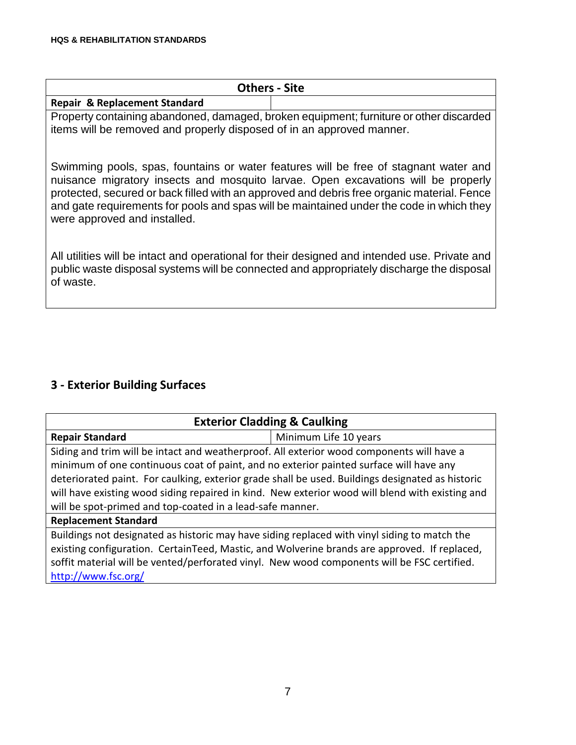| Others - Site | |
|---|---|
| **Repair & Replacement Standard** | |
| Property containing abandoned, damaged, broken equipment; furniture or other discarded items will be removed and properly disposed of in an approved manner.<br><br>Swimming pools, spas, fountains or water features will be free of stagnant water and nuisance migratory insects and mosquito larvae. Open excavations will be properly protected, secured or back filled with an approved and debris free organic material. Fence and gate requirements for pools and spas will be maintained under the code in which they were approved and installed.<br><br>All utilities will be intact and operational for their designed and intended use. Private and public waste disposal systems will be connected and appropriately discharge the disposal of waste. | |

## 3 - Exterior Building Surfaces

| Exterior Cladding & Caulking | |
|---|---|
| **Repair Standard** | Minimum Life 10 years |
| Siding and trim will be intact and weatherproof. All exterior wood components will have a minimum of one continuous coat of paint, and no exterior painted surface will have any deteriorated paint. For caulking, exterior grade shall be used. Buildings designated as historic will have existing wood siding repaired in kind. New exterior wood will blend with existing and will be spot-primed and top-coated in a lead-safe manner. | |
| **Replacement Standard** | |
| Buildings not designated as historic may have siding replaced with vinyl siding to match the existing configuration. CertainTeed, Mastic, and Wolverine brands are approved. If replaced, soffit material will be vented/perforated vinyl. New wood components will be FSC certified. http://www.fsc.org/ | |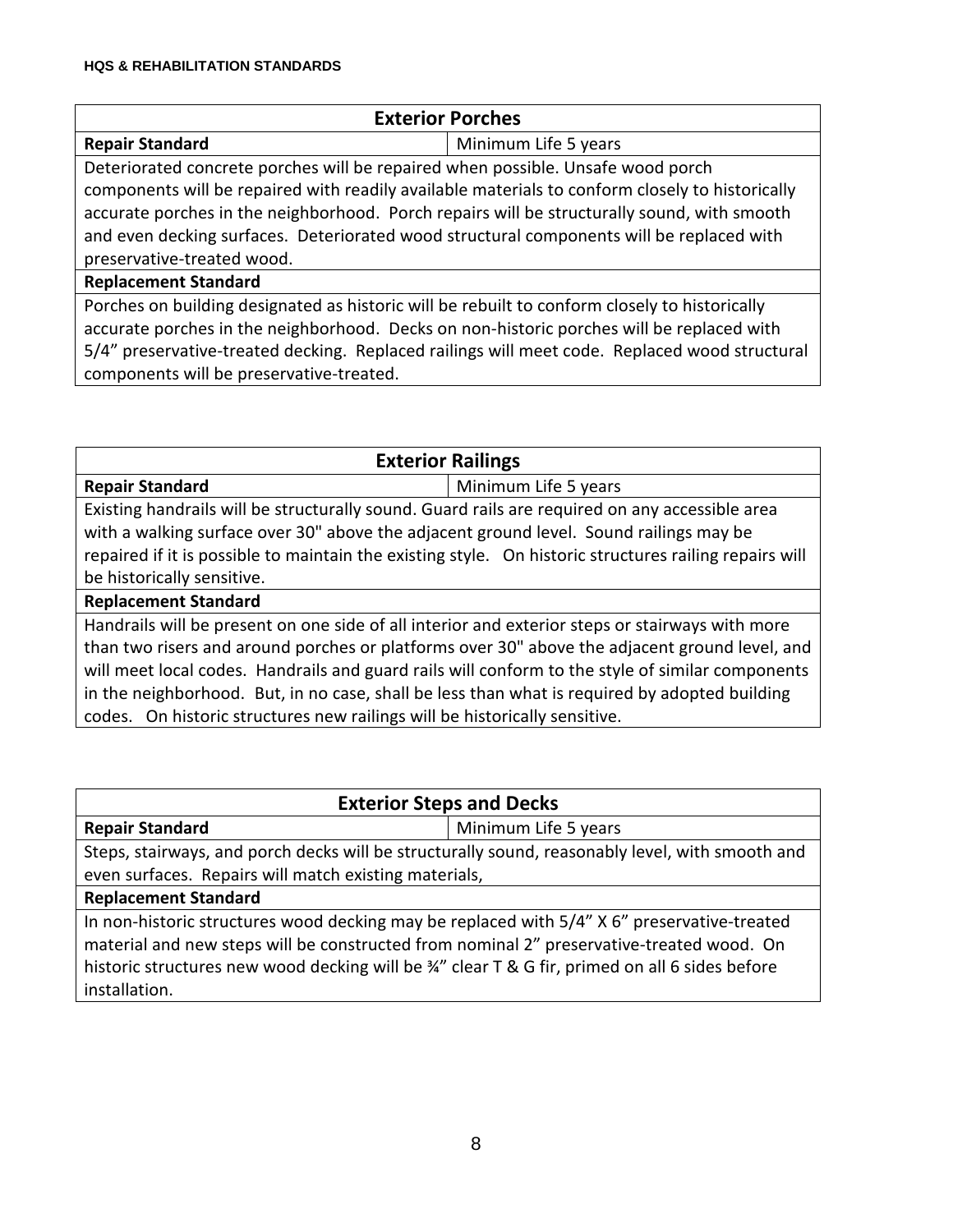| Exterior Porches | |
|---|---|
| **Repair Standard** | Minimum Life 5 years |
| Deteriorated concrete porches will be repaired when possible. Unsafe wood porch components will be repaired with readily available materials to conform closely to historically accurate porches in the neighborhood. Porch repairs will be structurally sound, with smooth and even decking surfaces. Deteriorated wood structural components will be replaced with preservative-treated wood. | |
| **Replacement Standard** | |
| Porches on building designated as historic will be rebuilt to conform closely to historically accurate porches in the neighborhood. Decks on non-historic porches will be replaced with 5/4" preservative-treated decking. Replaced railings will meet code. Replaced wood structural components will be preservative-treated. | |

| Exterior Railings | |
|---|---|
| **Repair Standard** | Minimum Life 5 years |
| Existing handrails will be structurally sound. Guard rails are required on any accessible area with a walking surface over 30" above the adjacent ground level. Sound railings may be repaired if it is possible to maintain the existing style. On historic structures railing repairs will be historically sensitive. | |
| **Replacement Standard** | |
| Handrails will be present on one side of all interior and exterior steps or stairways with more than two risers and around porches or platforms over 30" above the adjacent ground level, and will meet local codes. Handrails and guard rails will conform to the style of similar components in the neighborhood. But, in no case, shall be less than what is required by adopted building codes. On historic structures new railings will be historically sensitive. | |

| Exterior Steps and Decks | |
|---|---|
| **Repair Standard** | Minimum Life 5 years |
| Steps, stairways, and porch decks will be structurally sound, reasonably level, with smooth and even surfaces. Repairs will match existing materials, | |
| **Replacement Standard** | |
| In non-historic structures wood decking may be replaced with 5/4" X 6" preservative-treated material and new steps will be constructed from nominal 2" preservative-treated wood. On historic structures new wood decking will be ¾" clear T & G fir, primed on all 6 sides before installation. | |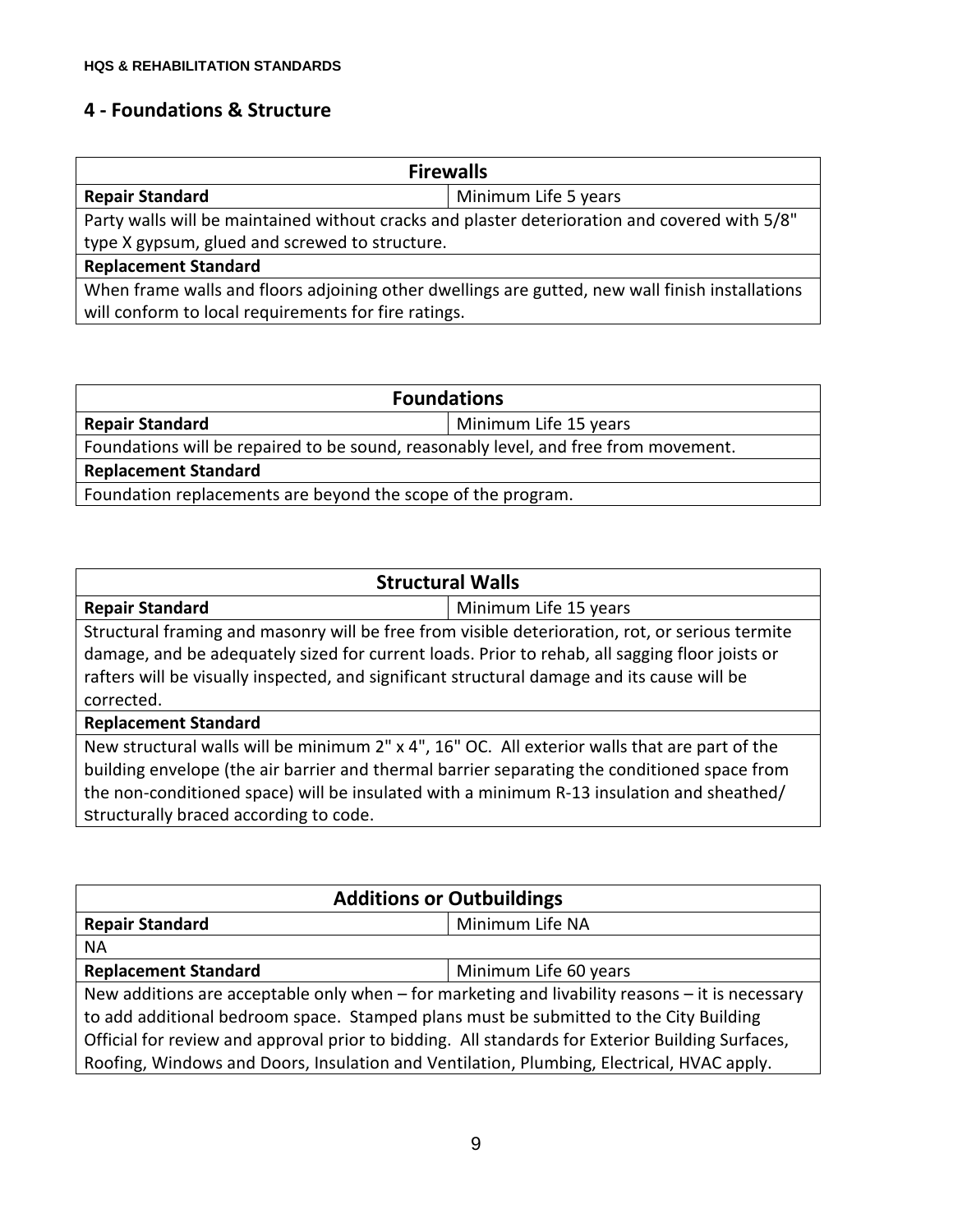## 4 - Foundations & Structure

| Firewalls | |
|---|---|
| **Repair Standard** | Minimum Life 5 years |
| Party walls will be maintained without cracks and plaster deterioration and covered with 5/8" type X gypsum, glued and screwed to structure. | |
| **Replacement Standard** | |
| When frame walls and floors adjoining other dwellings are gutted, new wall finish installations will conform to local requirements for fire ratings. | |

| Foundations | |
|---|---|
| **Repair Standard** | Minimum Life 15 years |
| Foundations will be repaired to be sound, reasonably level, and free from movement. | |
| **Replacement Standard** | |
| Foundation replacements are beyond the scope of the program. | |

| Structural Walls | |
|---|---|
| **Repair Standard** | Minimum Life 15 years |
| Structural framing and masonry will be free from visible deterioration, rot, or serious termite damage, and be adequately sized for current loads. Prior to rehab, all sagging floor joists or rafters will be visually inspected, and significant structural damage and its cause will be corrected. | |
| **Replacement Standard** | |
| New structural walls will be minimum 2" x 4", 16" OC. All exterior walls that are part of the building envelope (the air barrier and thermal barrier separating the conditioned space from the non-conditioned space) will be insulated with a minimum R-13 insulation and sheathed/ structurally braced according to code. | |

| Additions or Outbuildings | |
|---|---|
| **Repair Standard** | Minimum Life NA |
| NA | |
| **Replacement Standard** | Minimum Life 60 years |
| New additions are acceptable only when – for marketing and livability reasons – it is necessary to add additional bedroom space. Stamped plans must be submitted to the City Building Official for review and approval prior to bidding. All standards for Exterior Building Surfaces, Roofing, Windows and Doors, Insulation and Ventilation, Plumbing, Electrical, HVAC apply. | |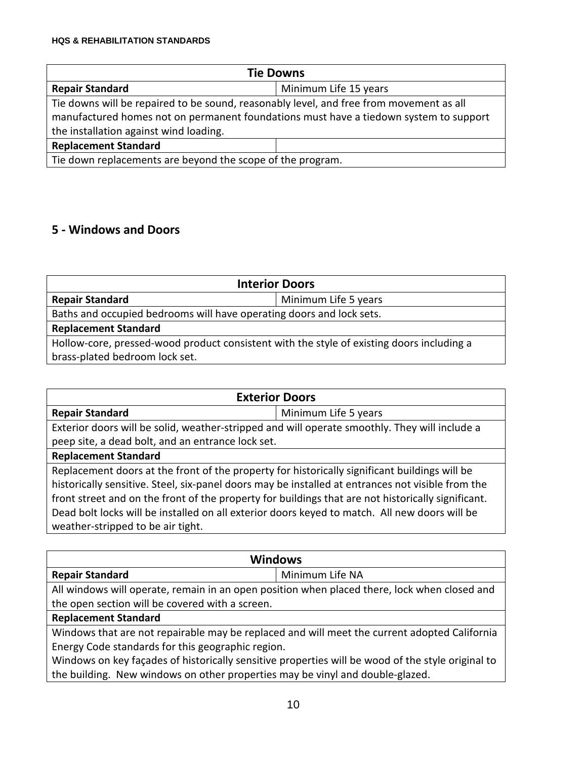| Tie Downs | |
|---|---|
| **Repair Standard** | Minimum Life 15 years |
| Tie downs will be repaired to be sound, reasonably level, and free from movement as all manufactured homes not on permanent foundations must have a tiedown system to support the installation against wind loading. | |
| **Replacement Standard** | |
| Tie down replacements are beyond the scope of the program. | |

## 5 - Windows and Doors

| Interior Doors | |
|---|---|
| **Repair Standard** | Minimum Life 5 years |
| Baths and occupied bedrooms will have operating doors and lock sets. | |
| **Replacement Standard** | |
| Hollow-core, pressed-wood product consistent with the style of existing doors including a brass-plated bedroom lock set. | |

| Exterior Doors | |
|---|---|
| **Repair Standard** | Minimum Life 5 years |
| Exterior doors will be solid, weather-stripped and will operate smoothly. They will include a peep site, a dead bolt, and an entrance lock set. | |
| **Replacement Standard** | |
| Replacement doors at the front of the property for historically significant buildings will be historically sensitive. Steel, six-panel doors may be installed at entrances not visible from the front street and on the front of the property for buildings that are not historically significant. Dead bolt locks will be installed on all exterior doors keyed to match. All new doors will be weather-stripped to be air tight. | |

| Windows | |
|---|---|
| **Repair Standard** | Minimum Life NA |
| All windows will operate, remain in an open position when placed there, lock when closed and the open section will be covered with a screen. | |
| **Replacement Standard** | |
| Windows that are not repairable may be replaced and will meet the current adopted California Energy Code standards for this geographic region.<br>Windows on key façades of historically sensitive properties will be wood of the style original to the building. New windows on other properties may be vinyl and double-glazed. | |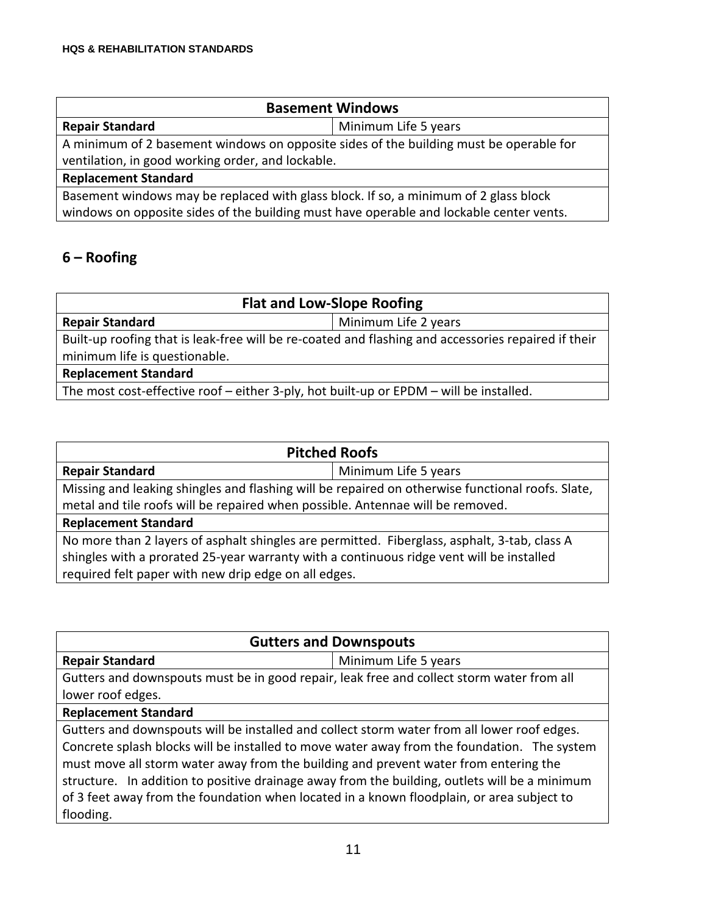| Basement Windows | |
|---|---|
| **Repair Standard** | Minimum Life 5 years |
| A minimum of 2 basement windows on opposite sides of the building must be operable for ventilation, in good working order, and lockable. | |
| **Replacement Standard** | |
| Basement windows may be replaced with glass block. If so, a minimum of 2 glass block windows on opposite sides of the building must have operable and lockable center vents. | |

## 6 – Roofing

| Flat and Low-Slope Roofing | |
|---|---|
| **Repair Standard** | Minimum Life 2 years |
| Built-up roofing that is leak-free will be re-coated and flashing and accessories repaired if their minimum life is questionable. | |
| **Replacement Standard** | |
| The most cost-effective roof – either 3-ply, hot built-up or EPDM – will be installed. | |

| Pitched Roofs | |
|---|---|
| **Repair Standard** | Minimum Life 5 years |
| Missing and leaking shingles and flashing will be repaired on otherwise functional roofs. Slate, metal and tile roofs will be repaired when possible. Antennae will be removed. | |
| **Replacement Standard** | |
| No more than 2 layers of asphalt shingles are permitted. Fiberglass, asphalt, 3-tab, class A shingles with a prorated 25-year warranty with a continuous ridge vent will be installed required felt paper with new drip edge on all edges. | |

| Gutters and Downspouts | |
|---|---|
| **Repair Standard** | Minimum Life 5 years |
| Gutters and downspouts must be in good repair, leak free and collect storm water from all lower roof edges. | |
| **Replacement Standard** | |
| Gutters and downspouts will be installed and collect storm water from all lower roof edges. Concrete splash blocks will be installed to move water away from the foundation. The system must move all storm water away from the building and prevent water from entering the structure. In addition to positive drainage away from the building, outlets will be a minimum of 3 feet away from the foundation when located in a known floodplain, or area subject to flooding. | |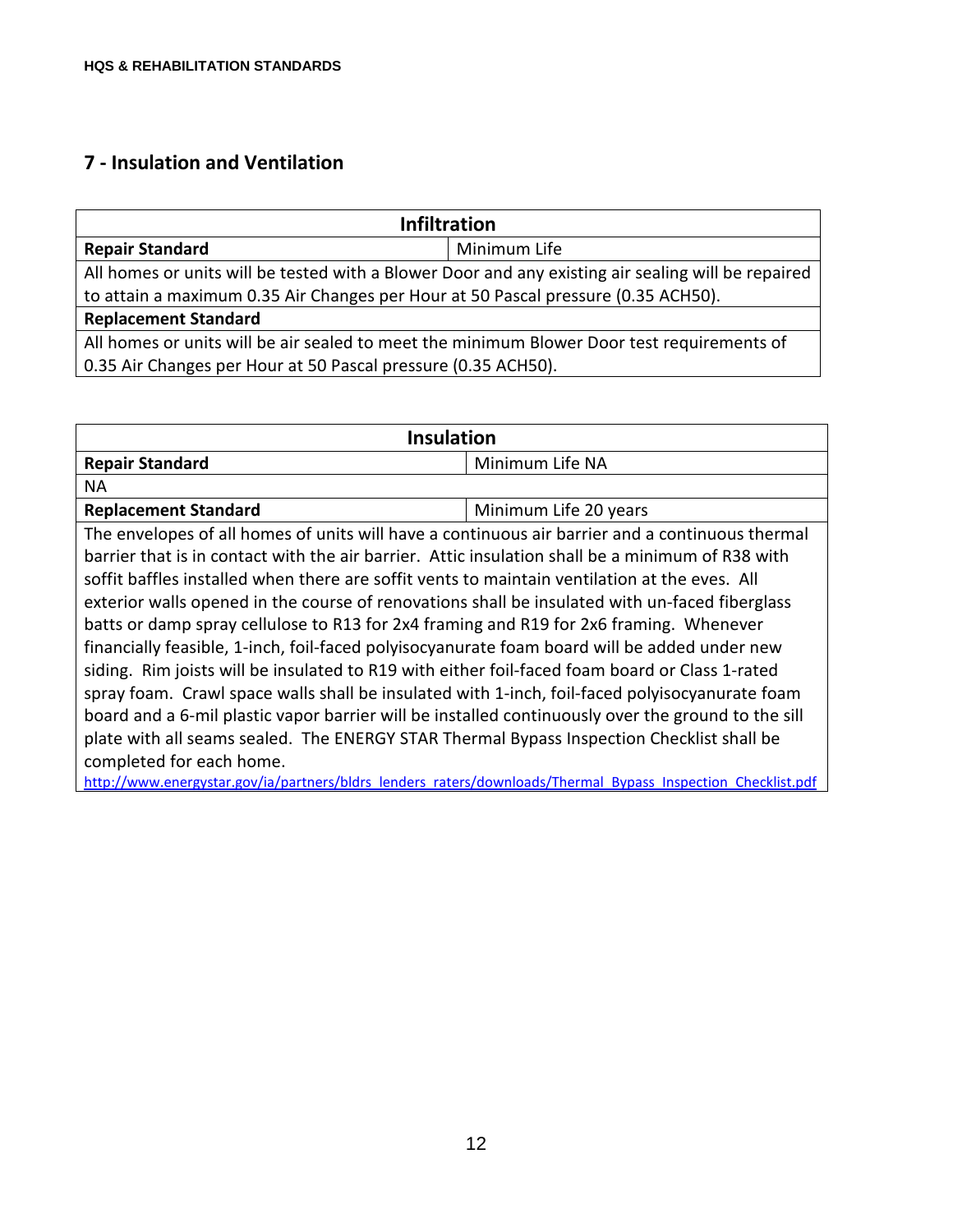## 7 - Insulation and Ventilation

| Infiltration | |
|---|---|
| **Repair Standard** | Minimum Life |
| All homes or units will be tested with a Blower Door and any existing air sealing will be repaired to attain a maximum 0.35 Air Changes per Hour at 50 Pascal pressure (0.35 ACH50). | |
| **Replacement Standard** | |
| All homes or units will be air sealed to meet the minimum Blower Door test requirements of 0.35 Air Changes per Hour at 50 Pascal pressure (0.35 ACH50). | |

| Insulation | |
|---|---|
| **Repair Standard** | Minimum Life NA |
| NA | |
| **Replacement Standard** | Minimum Life 20 years |
| The envelopes of all homes of units will have a continuous air barrier and a continuous thermal barrier that is in contact with the air barrier. Attic insulation shall be a minimum of R38 with soffit baffles installed when there are soffit vents to maintain ventilation at the eves. All exterior walls opened in the course of renovations shall be insulated with un-faced fiberglass batts or damp spray cellulose to R13 for 2x4 framing and R19 for 2x6 framing. Whenever financially feasible, 1-inch, foil-faced polyisocyanurate foam board will be added under new siding. Rim joists will be insulated to R19 with either foil-faced foam board or Class 1-rated spray foam. Crawl space walls shall be insulated with 1-inch, foil-faced polyisocyanurate foam board and a 6-mil plastic vapor barrier will be installed continuously over the ground to the sill plate with all seams sealed. The ENERGY STAR Thermal Bypass Inspection Checklist shall be completed for each home. http://www.energystar.gov/ia/partners/bldrs_lenders_raters/downloads/Thermal_Bypass_Inspection_Checklist.pdf | |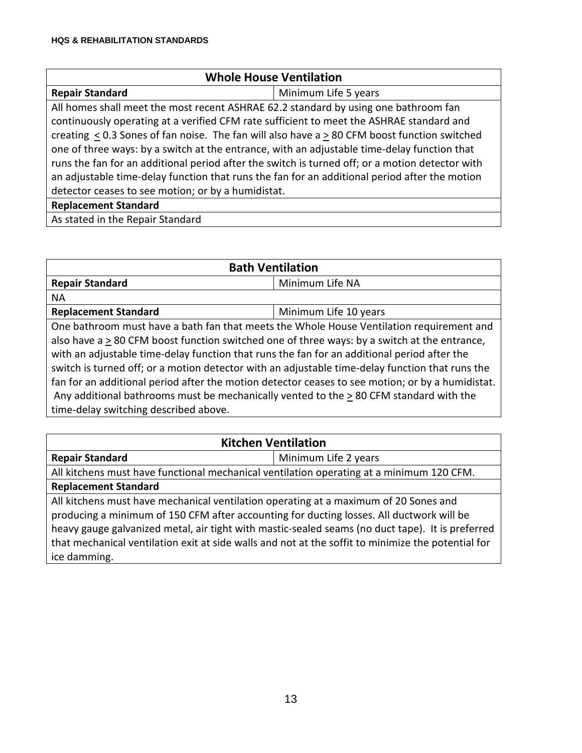| Whole House Ventilation | |
|---|---|
| **Repair Standard** | Minimum Life 5 years |
| All homes shall meet the most recent ASHRAE 62.2 standard by using one bathroom fan continuously operating at a verified CFM rate sufficient to meet the ASHRAE standard and creating $\leq$ 0.3 Sones of fan noise. The fan will also have a $\geq$ 80 CFM boost function switched one of three ways: by a switch at the entrance, with an adjustable time-delay function that runs the fan for an additional period after the switch is turned off; or a motion detector with an adjustable time-delay function that runs the fan for an additional period after the motion detector ceases to see motion; or by a humidistat. | |
| **Replacement Standard** | |
| As stated in the Repair Standard | |

| Bath Ventilation | |
|---|---|
| **Repair Standard** | Minimum Life NA |
| NA | |
| **Replacement Standard** | Minimum Life 10 years |
| One bathroom must have a bath fan that meets the Whole House Ventilation requirement and also have a $\geq$ 80 CFM boost function switched one of three ways: by a switch at the entrance, with an adjustable time-delay function that runs the fan for an additional period after the switch is turned off; or a motion detector with an adjustable time-delay function that runs the fan for an additional period after the motion detector ceases to see motion; or by a humidistat. Any additional bathrooms must be mechanically vented to the $\geq$ 80 CFM standard with the time-delay switching described above. | |

| Kitchen Ventilation | |
|---|---|
| **Repair Standard** | Minimum Life 2 years |
| All kitchens must have functional mechanical ventilation operating at a minimum 120 CFM. | |
| **Replacement Standard** | |
| All kitchens must have mechanical ventilation operating at a maximum of 20 Sones and producing a minimum of 150 CFM after accounting for ducting losses. All ductwork will be heavy gauge galvanized metal, air tight with mastic-sealed seams (no duct tape). It is preferred that mechanical ventilation exit at side walls and not at the soffit to minimize the potential for ice damming. | |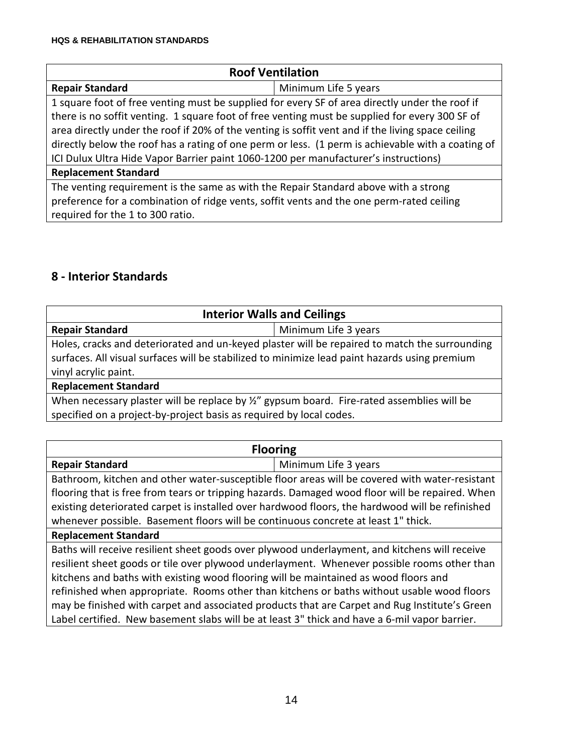| Roof Ventilation | |
|---|---|
| **Repair Standard** | Minimum Life 5 years |
| 1 square foot of free venting must be supplied for every SF of area directly under the roof if there is no soffit venting. 1 square foot of free venting must be supplied for every 300 SF of area directly under the roof if 20% of the venting is soffit vent and if the living space ceiling directly below the roof has a rating of one perm or less. (1 perm is achievable with a coating of ICI Dulux Ultra Hide Vapor Barrier paint 1060-1200 per manufacturer's instructions) | |
| **Replacement Standard** | |
| The venting requirement is the same as with the Repair Standard above with a strong preference for a combination of ridge vents, soffit vents and the one perm-rated ceiling required for the 1 to 300 ratio. | |

## 8 - Interior Standards

| Interior Walls and Ceilings | |
|---|---|
| **Repair Standard** | Minimum Life 3 years |
| Holes, cracks and deteriorated and un-keyed plaster will be repaired to match the surrounding surfaces. All visual surfaces will be stabilized to minimize lead paint hazards using premium vinyl acrylic paint. | |
| **Replacement Standard** | |
| When necessary plaster will be replace by ½" gypsum board. Fire-rated assemblies will be specified on a project-by-project basis as required by local codes. | |

| Flooring | |
|---|---|
| **Repair Standard** | Minimum Life 3 years |
| Bathroom, kitchen and other water-susceptible floor areas will be covered with water-resistant flooring that is free from tears or tripping hazards. Damaged wood floor will be repaired. When existing deteriorated carpet is installed over hardwood floors, the hardwood will be refinished whenever possible. Basement floors will be continuous concrete at least 1" thick. | |
| **Replacement Standard** | |
| Baths will receive resilient sheet goods over plywood underlayment, and kitchens will receive resilient sheet goods or tile over plywood underlayment. Whenever possible rooms other than kitchens and baths with existing wood flooring will be maintained as wood floors and refinished when appropriate. Rooms other than kitchens or baths without usable wood floors may be finished with carpet and associated products that are Carpet and Rug Institute's Green Label certified. New basement slabs will be at least 3" thick and have a 6-mil vapor barrier. | |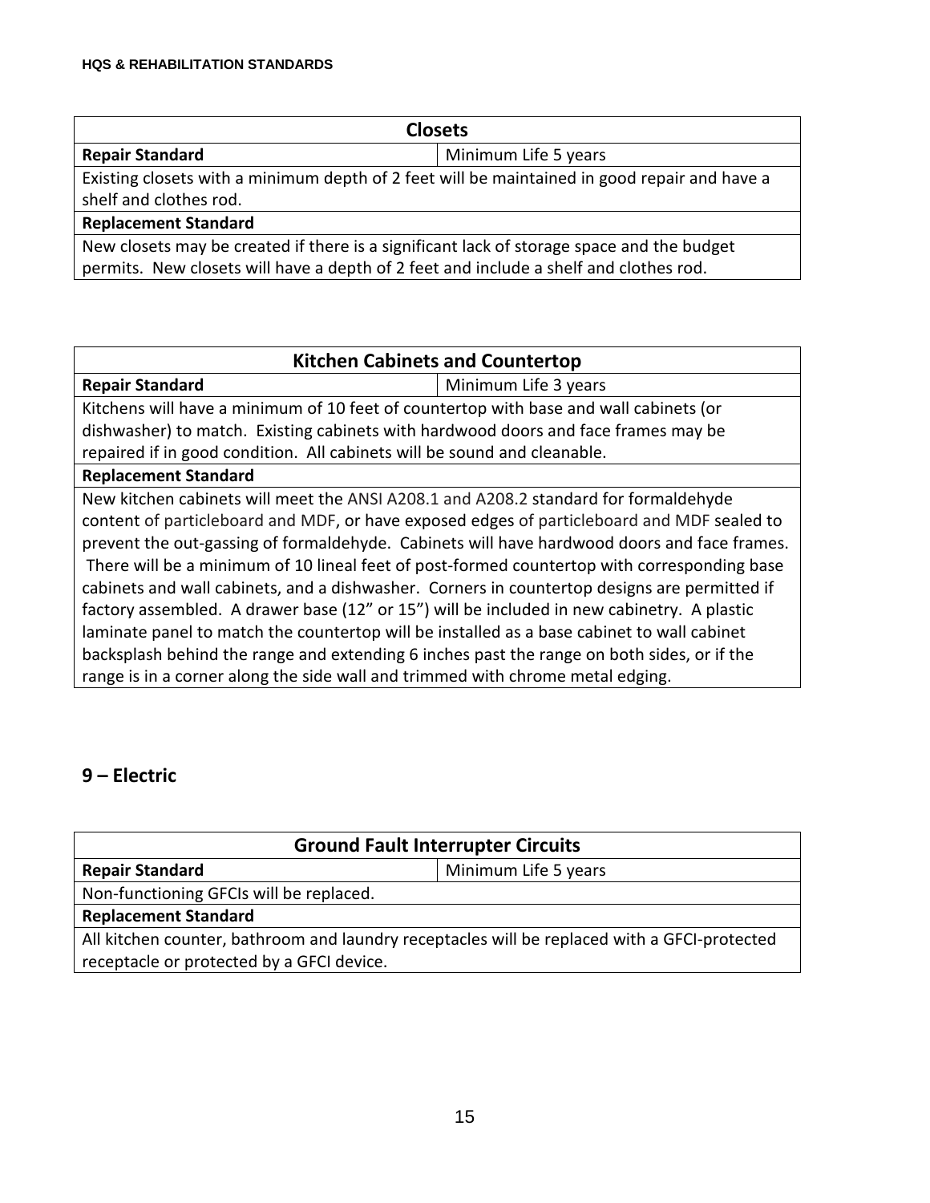| Closets | |
|---|---|
| **Repair Standard** | Minimum Life 5 years |
| Existing closets with a minimum depth of 2 feet will be maintained in good repair and have a shelf and clothes rod. | |
| **Replacement Standard** | |
| New closets may be created if there is a significant lack of storage space and the budget permits. New closets will have a depth of 2 feet and include a shelf and clothes rod. | |

| Kitchen Cabinets and Countertop | |
|---|---|
| **Repair Standard** | Minimum Life 3 years |
| Kitchens will have a minimum of 10 feet of countertop with base and wall cabinets (or dishwasher) to match. Existing cabinets with hardwood doors and face frames may be repaired if in good condition. All cabinets will be sound and cleanable. | |
| **Replacement Standard** | |
| New kitchen cabinets will meet the ANSI A208.1 and A208.2 standard for formaldehyde content of particleboard and MDF, or have exposed edges of particleboard and MDF sealed to prevent the out-gassing of formaldehyde. Cabinets will have hardwood doors and face frames. There will be a minimum of 10 lineal feet of post-formed countertop with corresponding base cabinets and wall cabinets, and a dishwasher. Corners in countertop designs are permitted if factory assembled. A drawer base (12" or 15") will be included in new cabinetry. A plastic laminate panel to match the countertop will be installed as a base cabinet to wall cabinet backsplash behind the range and extending 6 inches past the range on both sides, or if the range is in a corner along the side wall and trimmed with chrome metal edging. | |

## 9 – Electric

| Ground Fault Interrupter Circuits | |
|---|---|
| **Repair Standard** | Minimum Life 5 years |
| Non-functioning GFCIs will be replaced. | |
| **Replacement Standard** | |
| All kitchen counter, bathroom and laundry receptacles will be replaced with a GFCI-protected receptacle or protected by a GFCI device. | |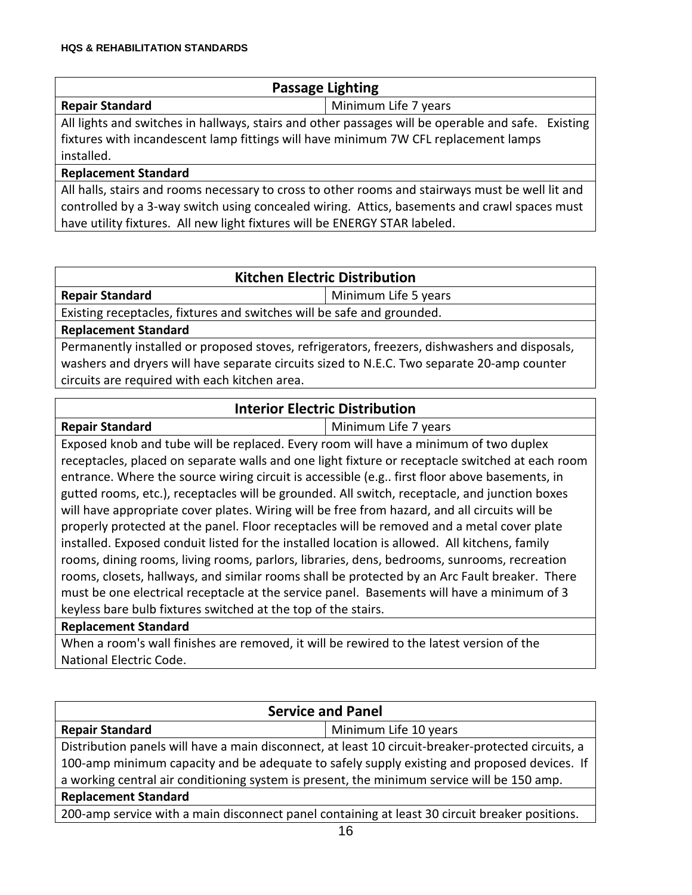| Passage Lighting | |
|---|---|
| **Repair Standard** | Minimum Life 7 years |
| All lights and switches in hallways, stairs and other passages will be operable and safe. Existing fixtures with incandescent lamp fittings will have minimum 7W CFL replacement lamps installed. | |
| **Replacement Standard** | |
| All halls, stairs and rooms necessary to cross to other rooms and stairways must be well lit and controlled by a 3-way switch using concealed wiring. Attics, basements and crawl spaces must have utility fixtures. All new light fixtures will be ENERGY STAR labeled. | |

| Kitchen Electric Distribution | |
|---|---|
| **Repair Standard** | Minimum Life 5 years |
| Existing receptacles, fixtures and switches will be safe and grounded. | |
| **Replacement Standard** | |
| Permanently installed or proposed stoves, refrigerators, freezers, dishwashers and disposals, washers and dryers will have separate circuits sized to N.E.C. Two separate 20-amp counter circuits are required with each kitchen area. | |

| Interior Electric Distribution | |
|---|---|
| **Repair Standard** | Minimum Life 7 years |
| Exposed knob and tube will be replaced. Every room will have a minimum of two duplex receptacles, placed on separate walls and one light fixture or receptacle switched at each room entrance. Where the source wiring circuit is accessible (e.g.. first floor above basements, in gutted rooms, etc.), receptacles will be grounded. All switch, receptacle, and junction boxes will have appropriate cover plates. Wiring will be free from hazard, and all circuits will be properly protected at the panel. Floor receptacles will be removed and a metal cover plate installed. Exposed conduit listed for the installed location is allowed. All kitchens, family rooms, dining rooms, living rooms, parlors, libraries, dens, bedrooms, sunrooms, recreation rooms, closets, hallways, and similar rooms shall be protected by an Arc Fault breaker. There must be one electrical receptacle at the service panel. Basements will have a minimum of 3 keyless bare bulb fixtures switched at the top of the stairs. | |
| **Replacement Standard** | |
| When a room's wall finishes are removed, it will be rewired to the latest version of the National Electric Code. | |

| Service and Panel | |
|---|---|
| **Repair Standard** | Minimum Life 10 years |
| Distribution panels will have a main disconnect, at least 10 circuit-breaker-protected circuits, a 100-amp minimum capacity and be adequate to safely supply existing and proposed devices. If a working central air conditioning system is present, the minimum service will be 150 amp. | |
| **Replacement Standard** | |
| 200-amp service with a main disconnect panel containing at least 30 circuit breaker positions. | |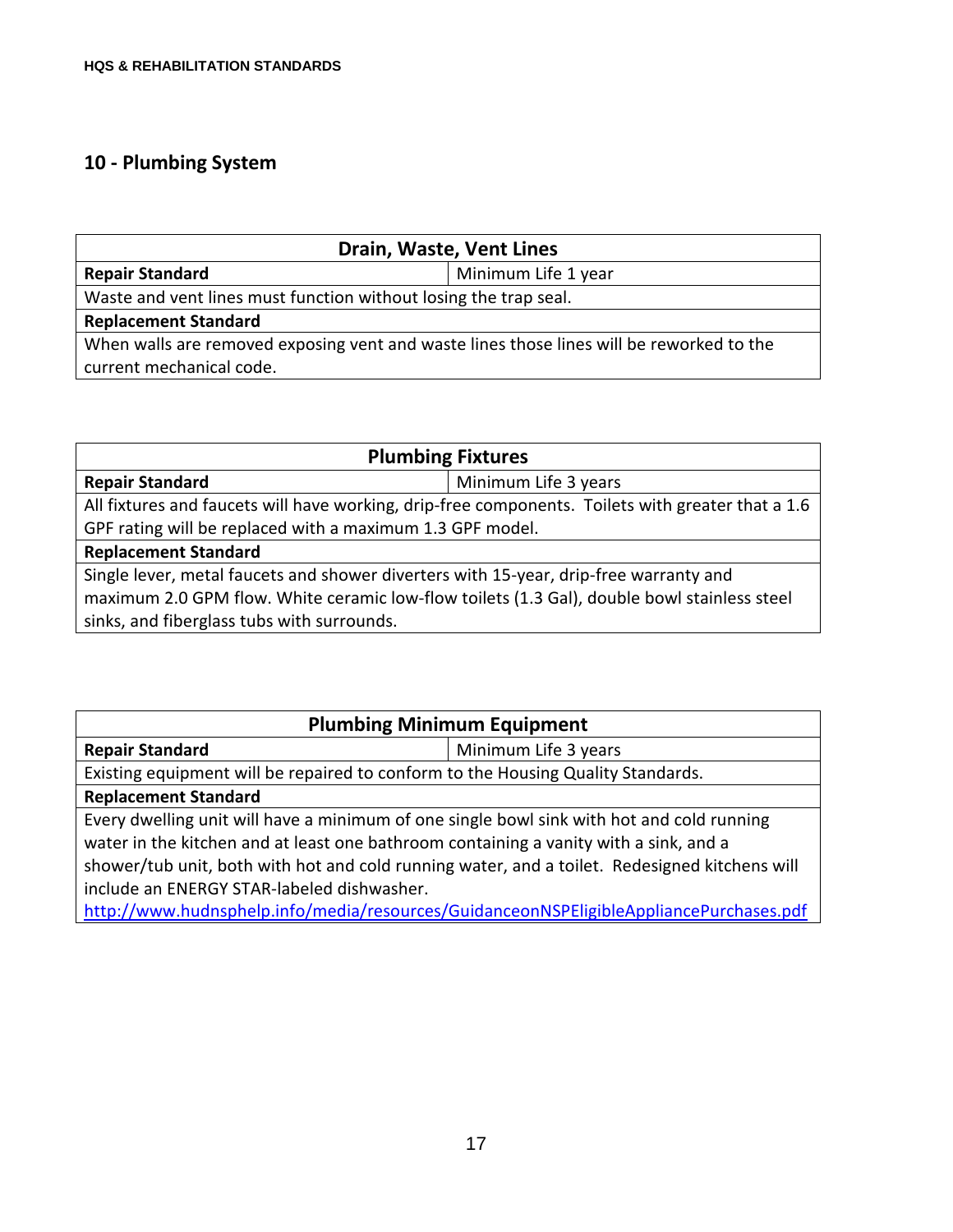## 10 - Plumbing System

| Drain, Waste, Vent Lines | |
|---|---|
| **Repair Standard** | Minimum Life 1 year |
| Waste and vent lines must function without losing the trap seal. | |
| **Replacement Standard** | |
| When walls are removed exposing vent and waste lines those lines will be reworked to the current mechanical code. | |

| Plumbing Fixtures | |
|---|---|
| **Repair Standard** | Minimum Life 3 years |
| All fixtures and faucets will have working, drip-free components. Toilets with greater that a 1.6 GPF rating will be replaced with a maximum 1.3 GPF model. | |
| **Replacement Standard** | |
| Single lever, metal faucets and shower diverters with 15-year, drip-free warranty and maximum 2.0 GPM flow. White ceramic low-flow toilets (1.3 Gal), double bowl stainless steel sinks, and fiberglass tubs with surrounds. | |

| Plumbing Minimum Equipment | |
|---|---|
| **Repair Standard** | Minimum Life 3 years |
| Existing equipment will be repaired to conform to the Housing Quality Standards. | |
| **Replacement Standard** | |
| Every dwelling unit will have a minimum of one single bowl sink with hot and cold running water in the kitchen and at least one bathroom containing a vanity with a sink, and a shower/tub unit, both with hot and cold running water, and a toilet. Redesigned kitchens will include an ENERGY STAR-labeled dishwasher. http://www.hudnsphelp.info/media/resources/GuidanceonNSPEligibleAppliancePurchases.pdf | |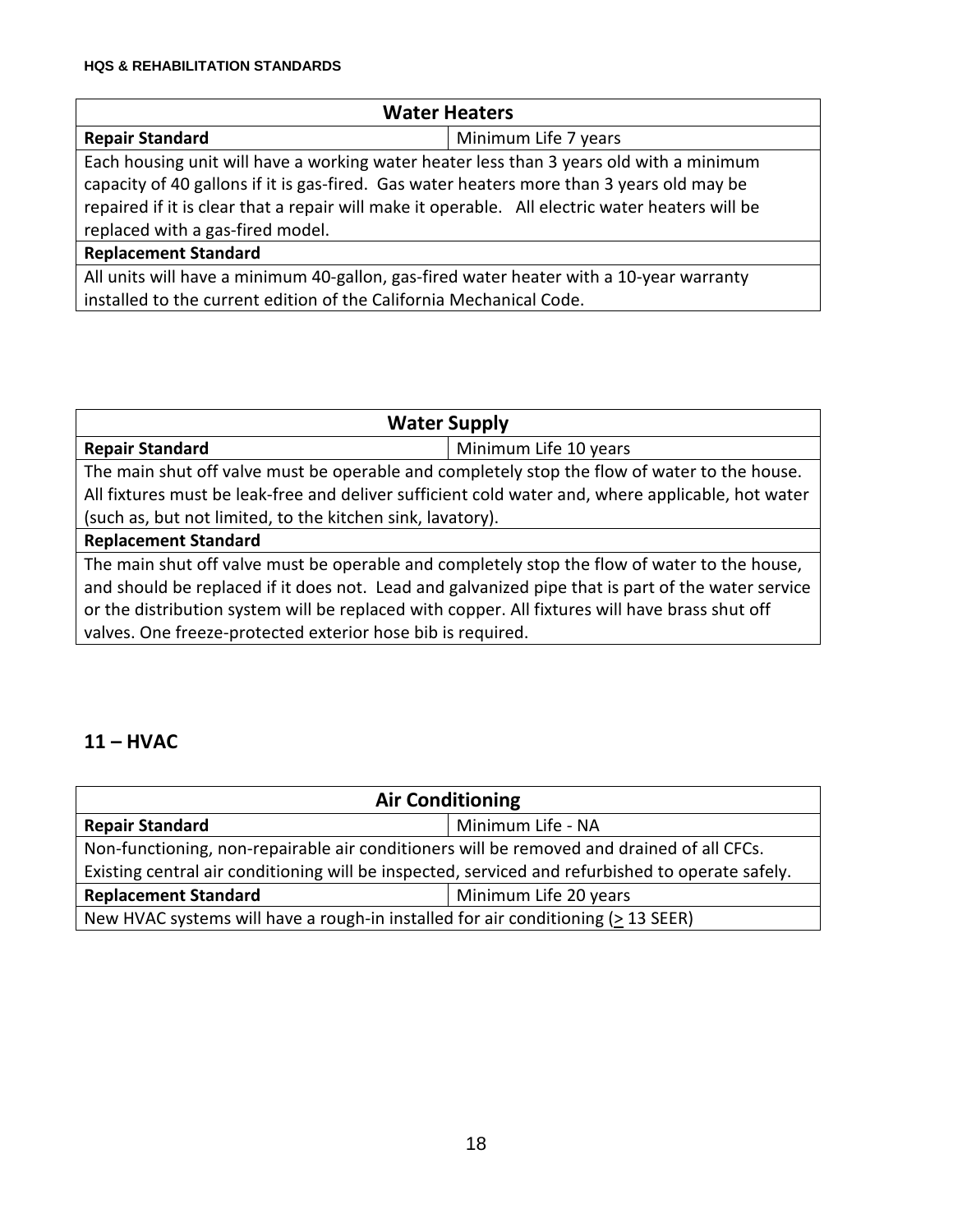| Water Heaters | |
|---|---|
| **Repair Standard** | Minimum Life 7 years |
| Each housing unit will have a working water heater less than 3 years old with a minimum capacity of 40 gallons if it is gas-fired. Gas water heaters more than 3 years old may be repaired if it is clear that a repair will make it operable. All electric water heaters will be replaced with a gas-fired model. | |
| **Replacement Standard** | |
| All units will have a minimum 40-gallon, gas-fired water heater with a 10-year warranty installed to the current edition of the California Mechanical Code. | |

| Water Supply | |
|---|---|
| **Repair Standard** | Minimum Life 10 years |
| The main shut off valve must be operable and completely stop the flow of water to the house. All fixtures must be leak-free and deliver sufficient cold water and, where applicable, hot water (such as, but not limited, to the kitchen sink, lavatory). | |
| **Replacement Standard** | |
| The main shut off valve must be operable and completely stop the flow of water to the house, and should be replaced if it does not. Lead and galvanized pipe that is part of the water service or the distribution system will be replaced with copper. All fixtures will have brass shut off valves. One freeze-protected exterior hose bib is required. | |

## 11 – HVAC

| Air Conditioning | |
|---|---|
| **Repair Standard** | Minimum Life - NA |
| Non-functioning, non-repairable air conditioners will be removed and drained of all CFCs. Existing central air conditioning will be inspected, serviced and refurbished to operate safely. | |
| **Replacement Standard** | Minimum Life 20 years |
| New HVAC systems will have a rough-in installed for air conditioning ($\geq$ 13 SEER) | |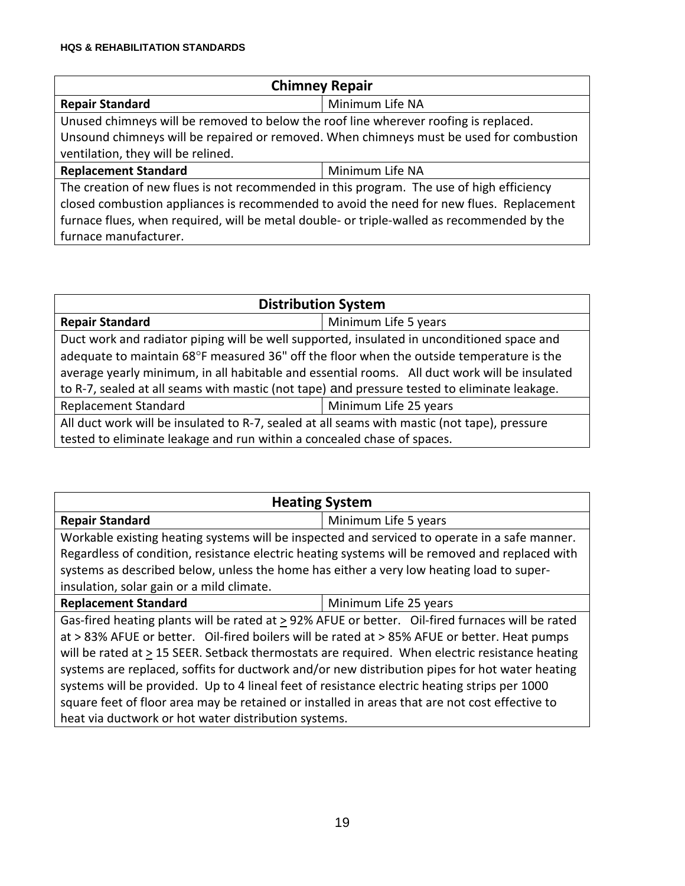| Chimney Repair | |
|---|---|
| **Repair Standard** | Minimum Life NA |
| Unused chimneys will be removed to below the roof line wherever roofing is replaced. Unsound chimneys will be repaired or removed. When chimneys must be used for combustion ventilation, they will be relined. | |
| **Replacement Standard** | Minimum Life NA |
| The creation of new flues is not recommended in this program. The use of high efficiency closed combustion appliances is recommended to avoid the need for new flues. Replacement furnace flues, when required, will be metal double- or triple-walled as recommended by the furnace manufacturer. | |

| Distribution System | |
|---|---|
| **Repair Standard** | Minimum Life 5 years |
| Duct work and radiator piping will be well supported, insulated in unconditioned space and adequate to maintain 68°F measured 36" off the floor when the outside temperature is the average yearly minimum, in all habitable and essential rooms. All duct work will be insulated to R-7, sealed at all seams with mastic (not tape) and pressure tested to eliminate leakage. | |
| Replacement Standard | Minimum Life 25 years |
| All duct work will be insulated to R-7, sealed at all seams with mastic (not tape), pressure tested to eliminate leakage and run within a concealed chase of spaces. | |

| Heating System | |
|---|---|
| **Repair Standard** | Minimum Life 5 years |
| Workable existing heating systems will be inspected and serviced to operate in a safe manner. Regardless of condition, resistance electric heating systems will be removed and replaced with systems as described below, unless the home has either a very low heating load to super-insulation, solar gain or a mild climate. | |
| **Replacement Standard** | Minimum Life 25 years |
| Gas-fired heating plants will be rated at ≥ 92% AFUE or better. Oil-fired furnaces will be rated at > 83% AFUE or better. Oil-fired boilers will be rated at > 85% AFUE or better. Heat pumps will be rated at ≥ 15 SEER. Setback thermostats are required. When electric resistance heating systems are replaced, soffits for ductwork and/or new distribution pipes for hot water heating systems will be provided. Up to 4 lineal feet of resistance electric heating strips per 1000 square feet of floor area may be retained or installed in areas that are not cost effective to heat via ductwork or hot water distribution systems. | |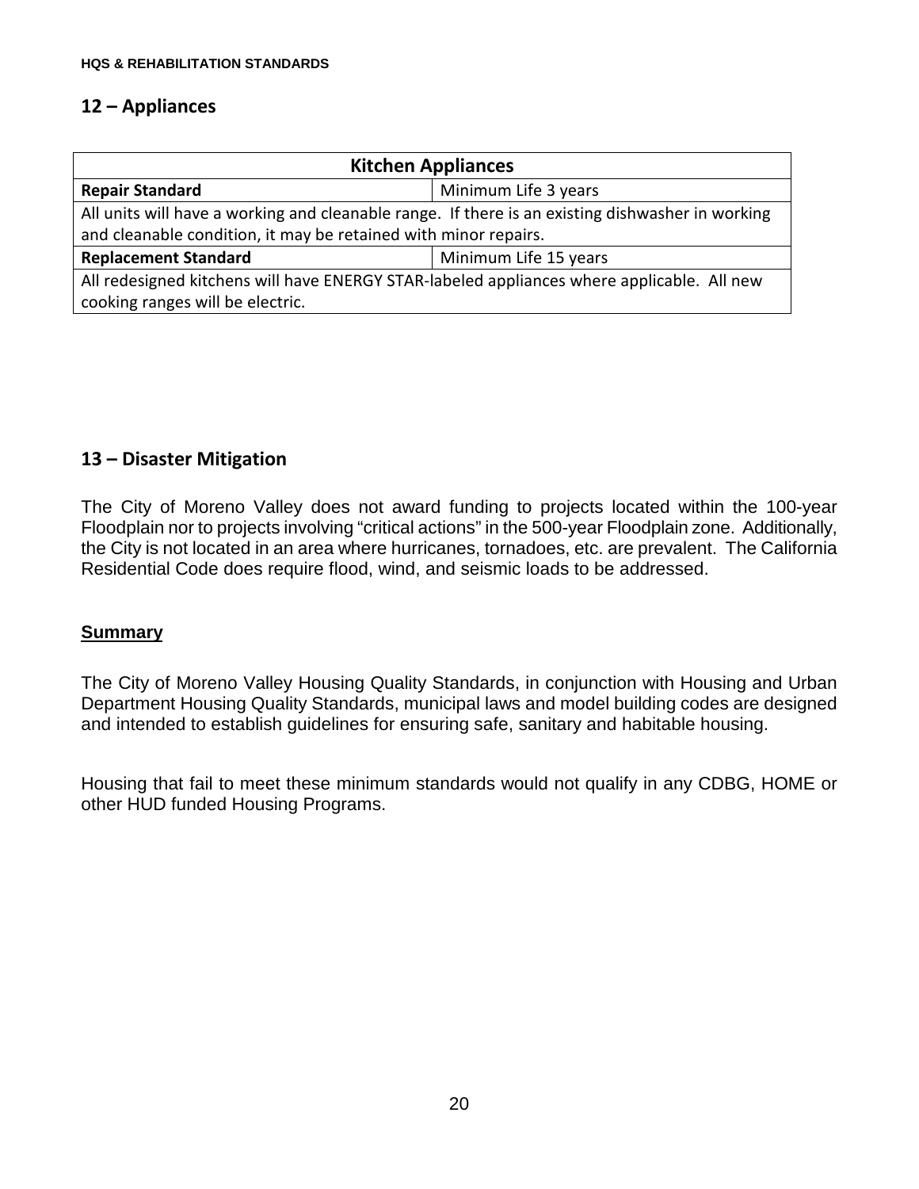## 12 – Appliances

| Kitchen Appliances | |
|---|---|
| **Repair Standard** | Minimum Life 3 years |
| All units will have a working and cleanable range. If there is an existing dishwasher in working and cleanable condition, it may be retained with minor repairs. | |
| **Replacement Standard** | Minimum Life 15 years |
| All redesigned kitchens will have ENERGY STAR-labeled appliances where applicable. All new cooking ranges will be electric. | |

## 13 – Disaster Mitigation

The City of Moreno Valley does not award funding to projects located within the 100-year Floodplain nor to projects involving "critical actions" in the 500-year Floodplain zone. Additionally, the City is not located in an area where hurricanes, tornadoes, etc. are prevalent. The California Residential Code does require flood, wind, and seismic loads to be addressed.

### Summary

The City of Moreno Valley Housing Quality Standards, in conjunction with Housing and Urban Department Housing Quality Standards, municipal laws and model building codes are designed and intended to establish guidelines for ensuring safe, sanitary and habitable housing.

Housing that fail to meet these minimum standards would not qualify in any CDBG, HOME or other HUD funded Housing Programs.